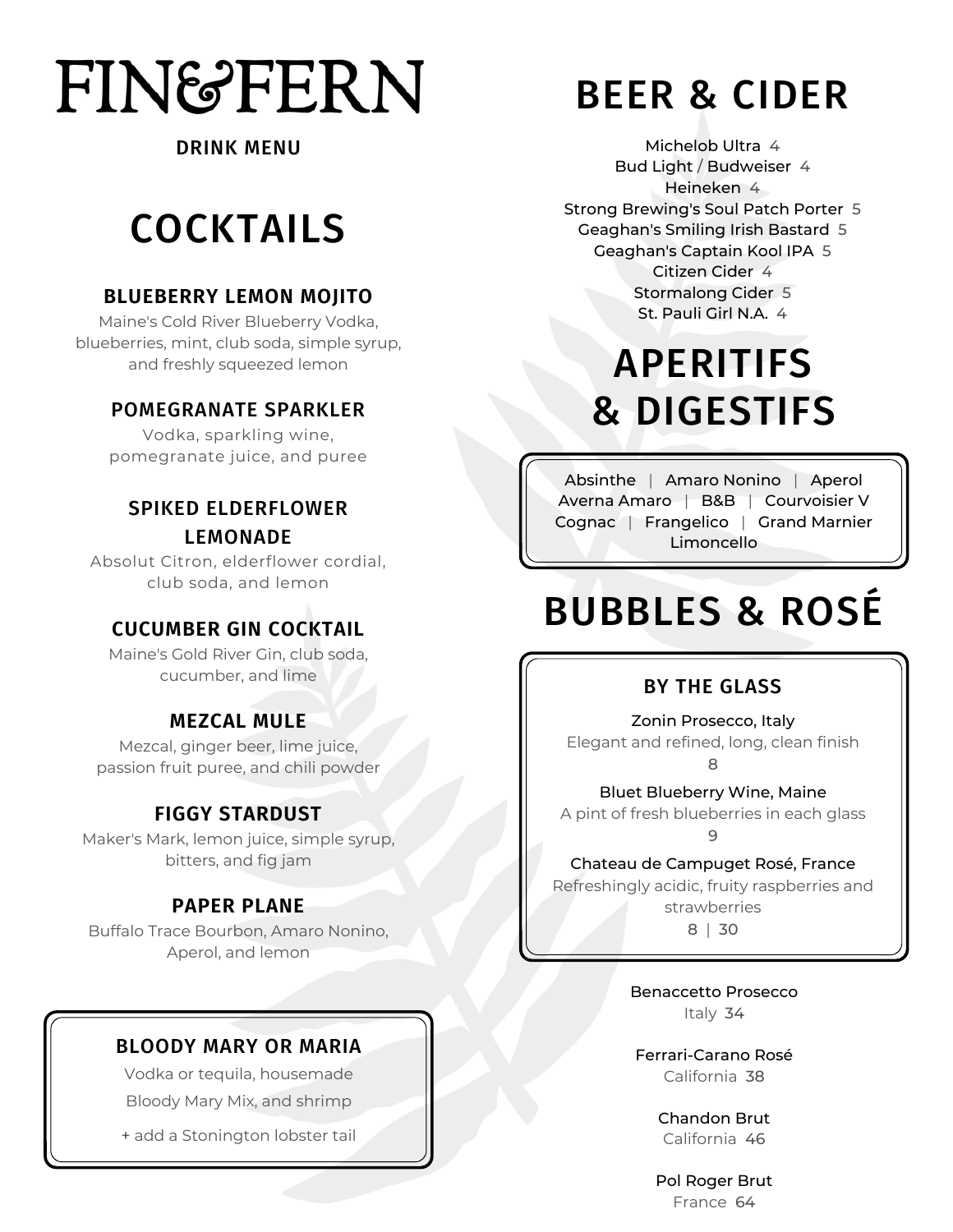# FIN&FERN

DRINK MENU

## COCKTAILS

### BLUEBERRY LEMON MOJITO

Maine's Cold River Blueberry Vodka, blueberries, mint, club soda, simple syrup, and freshly squeezed lemon

### POMEGRANATE SPARKLER

Vodka, sparkling wine, pomegranate juice, and puree

### SPIKED ELDERFLOWER LEMONADE

Absolut Citron, elderflower cordial, club soda, and lemon

### CUCUMBER GIN COCKTAIL

Maine's Gold River Gin, club soda, cucumber, and lime

### MEZCAL MULE

Mezcal, ginger beer, lime juice, passion fruit puree, and chili powder

### FIGGY STARDUST

Maker's Mark, lemon juice, simple syrup, bitters, and fig jam

### PAPER PLANE

Buffalo Trace Bourbon, Amaro Nonino, Aperol, and lemon

### BLOODY MARY OR MARIA

Vodka or tequila, housemade Bloody Mary Mix, and shrimp

+ add a Stonington lobster tail

## BEER & CIDER

Michelob Ultra 4
Bud Light / Budweiser 4
Heineken 4
Strong Brewing's Soul Patch Porter 5
Geaghan's Smiling Irish Bastard 5
Geaghan's Captain Kool IPA 5
Citizen Cider 4
Stormalong Cider 5
St. Pauli Girl N.A. 4

## APERITIFS & DIGESTIFS

Absinthe | Amaro Nonino | Aperol
Averna Amaro | B&B | Courvoisier V
Cognac | Frangelico | Grand Marnier
Limoncello

## BUBBLES & ROSÉ

### BY THE GLASS

**Zonin Prosecco, Italy**
Elegant and refined, long, clean finish
8

**Bluet Blueberry Wine, Maine**
A pint of fresh blueberries in each glass
9

**Chateau de Campuget Rosé, France**
Refreshingly acidic, fruity raspberries and strawberries
8 | 30

**Benaccetto Prosecco**
Italy 34

**Ferrari-Carano Rosé**
California 38

**Chandon Brut**
California 46

**Pol Roger Brut**
France 64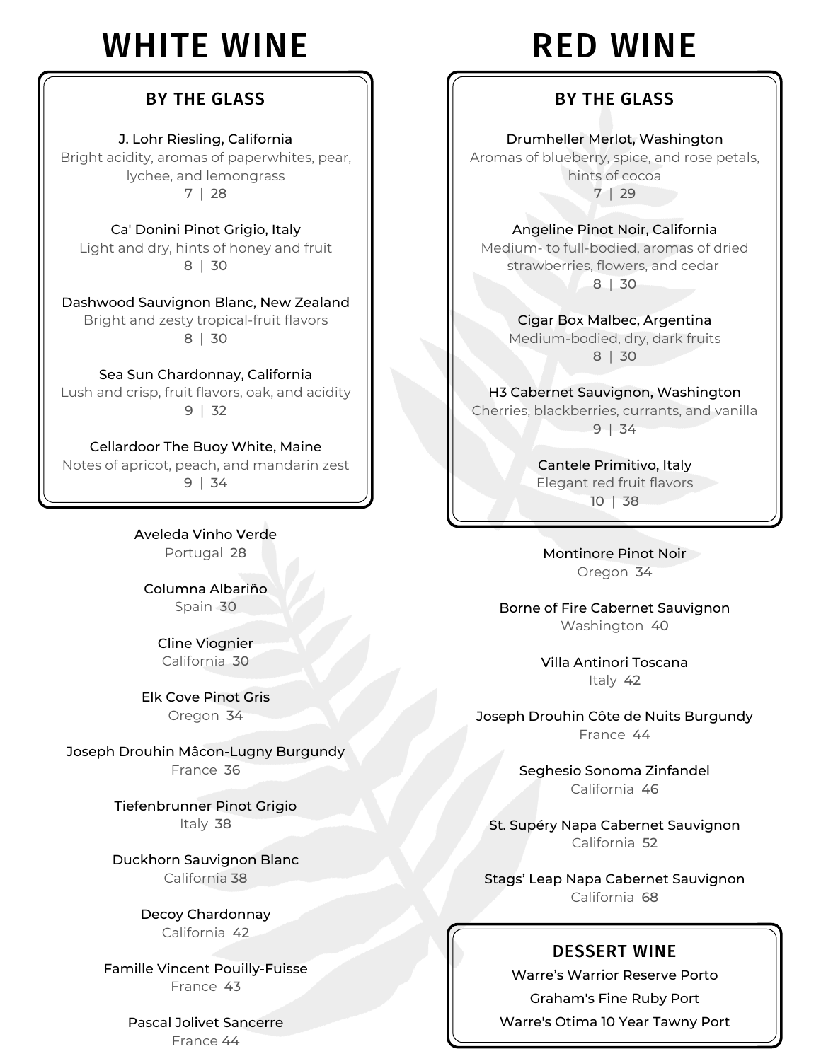# WHITE WINE

## BY THE GLASS

J. Lohr Riesling, California
Bright acidity, aromas of paperwhites, pear, lychee, and lemongrass
7 | 28

Ca' Donini Pinot Grigio, Italy
Light and dry, hints of honey and fruit
8 | 30

Dashwood Sauvignon Blanc, New Zealand
Bright and zesty tropical-fruit flavors
8 | 30

Sea Sun Chardonnay, California
Lush and crisp, fruit flavors, oak, and acidity
9 | 32

Cellardoor The Buoy White, Maine
Notes of apricot, peach, and mandarin zest
9 | 34

Aveleda Vinho Verde
Portugal 28

Columna Albariño
Spain 30

Cline Viognier
California 30

Elk Cove Pinot Gris
Oregon 34

Joseph Drouhin Mâcon-Lugny Burgundy
France 36

Tiefenbrunner Pinot Grigio
Italy 38

Duckhorn Sauvignon Blanc
California 38

Decoy Chardonnay
California 42

Famille Vincent Pouilly-Fuisse
France 43

Pascal Jolivet Sancerre
France 44

# RED WINE

## BY THE GLASS

Drumheller Merlot, Washington
Aromas of blueberry, spice, and rose petals, hints of cocoa
7 | 29

Angeline Pinot Noir, California
Medium- to full-bodied, aromas of dried strawberries, flowers, and cedar
8 | 30

Cigar Box Malbec, Argentina
Medium-bodied, dry, dark fruits
8 | 30

H3 Cabernet Sauvignon, Washington
Cherries, blackberries, currants, and vanilla
9 | 34

Cantele Primitivo, Italy
Elegant red fruit flavors
10 | 38

Montinore Pinot Noir
Oregon 34

Borne of Fire Cabernet Sauvignon
Washington 40

Villa Antinori Toscana
Italy 42

Joseph Drouhin Côte de Nuits Burgundy
France 44

Seghesio Sonoma Zinfandel
California 46

St. Supéry Napa Cabernet Sauvignon
California 52

Stags' Leap Napa Cabernet Sauvignon
California 68

## DESSERT WINE

Warre's Warrior Reserve Porto

Graham's Fine Ruby Port

Warre's Otima 10 Year Tawny Port